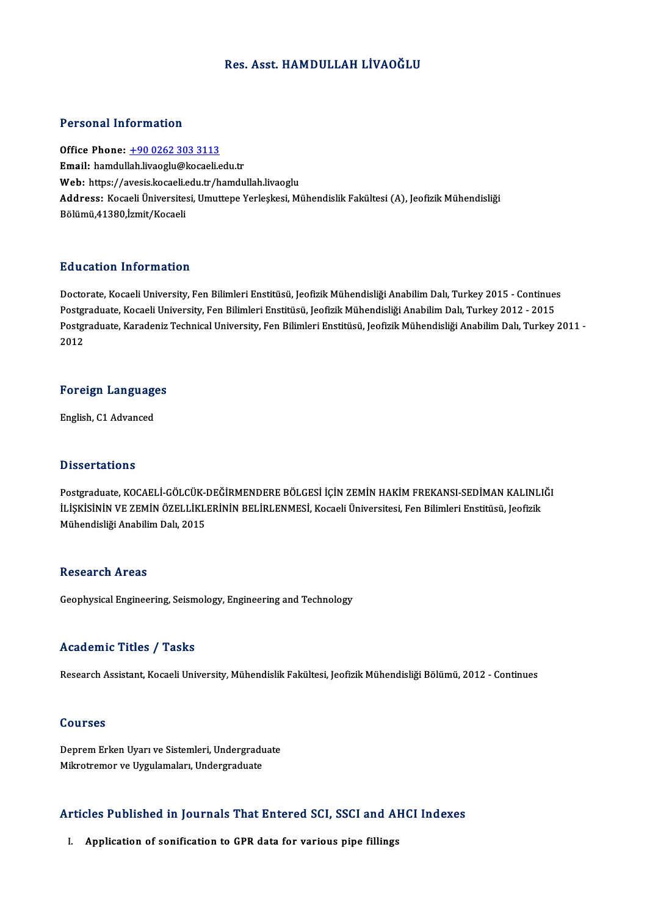# Res. Asst. HAMDULLAH LİVAOĞLU

## Personal Information

**Office Phone:** +90 0262 303 3113
**Email:** hamdullah.livaoglu@kocaeli.edu.tr
**Web:** https://avesis.kocaeli.edu.tr/hamdullah.livaoglu
**Address:** Kocaeli Üniversitesi, Umuttepe Yerleşkesi, Mühendislik Fakültesi (A), Jeofizik Mühendisliği Bölümü,41380,İzmit/Kocaeli

## Education Information

Doctorate, Kocaeli University, Fen Bilimleri Enstitüsü, Jeofizik Mühendisliği Anabilim Dalı, Turkey 2015 - Continues
Postgraduate, Kocaeli University, Fen Bilimleri Enstitüsü, Jeofizik Mühendisliği Anabilim Dalı, Turkey 2012 - 2015
Postgraduate, Karadeniz Technical University, Fen Bilimleri Enstitüsü, Jeofizik Mühendisliği Anabilim Dalı, Turkey 2011 - 2012

## Foreign Languages

English, C1 Advanced

## Dissertations

Postgraduate, KOCAELİ-GÖLCÜK-DEĞİRMENDERE BÖLGESİ İÇİN ZEMİN HAKİM FREKANSI-SEDİMAN KALINLIĞI İLİŞKİSİNİN VE ZEMİN ÖZELLİKLERİNİN BELİRLENMESİ, Kocaeli Üniversitesi, Fen Bilimleri Enstitüsü, Jeofizik Mühendisliği Anabilim Dalı, 2015

## Research Areas

Geophysical Engineering, Seismology, Engineering and Technology

## Academic Titles / Tasks

Research Assistant, Kocaeli University, Mühendislik Fakültesi, Jeofizik Mühendisliği Bölümü, 2012 - Continues

## Courses

Deprem Erken Uyarı ve Sistemleri, Undergraduate
Mikrotremor ve Uygulamaları, Undergraduate

## Articles Published in Journals That Entered SCI, SSCI and AHCI Indexes

I. **Application of sonification to GPR data for various pipe fillings**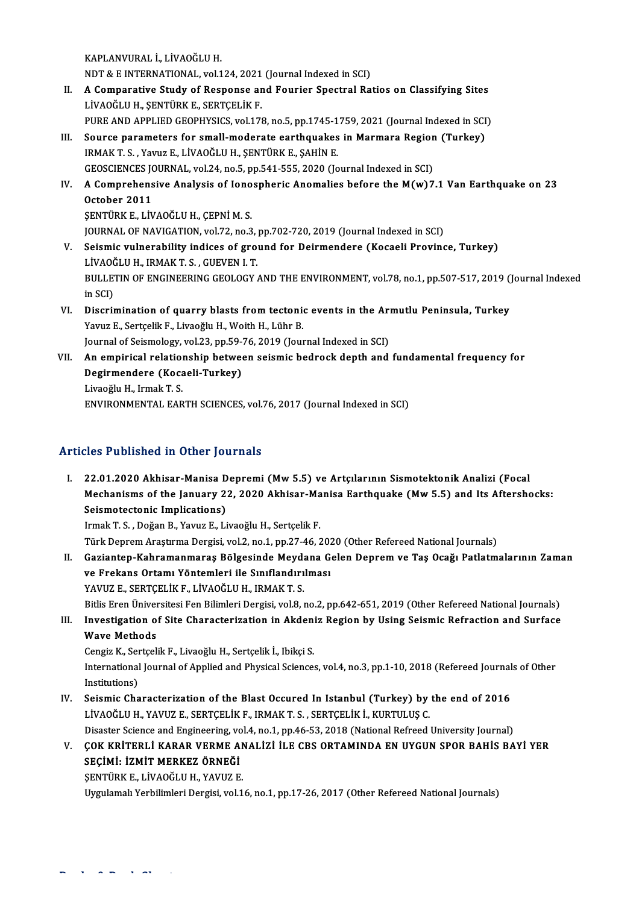KAPLANVURAL İ., LİVAOĞLU H.
NDT & E INTERNATIONAL, vol.124, 2021 (Journal Indexed in SCI)

II. **A Comparative Study of Response and Fourier Spectral Ratios on Classifying Sites**
LİVAOĞLU H., ŞENTÜRK E., SERTÇELİK F.
PURE AND APPLIED GEOPHYSICS, vol.178, no.5, pp.1745-1759, 2021 (Journal Indexed in SCI)

III. **Source parameters for small-moderate earthquakes in Marmara Region (Turkey)**
IRMAK T. S. , Yavuz E., LİVAOĞLU H., ŞENTÜRK E., ŞAHİN E.
GEOSCIENCES JOURNAL, vol.24, no.5, pp.541-555, 2020 (Journal Indexed in SCI)

IV. **A Comprehensive Analysis of Ionospheric Anomalies before the M(w)7.1 Van Earthquake on 23 October 2011**
ŞENTÜRK E., LİVAOĞLU H., ÇEPNİ M. S.
JOURNAL OF NAVIGATION, vol.72, no.3, pp.702-720, 2019 (Journal Indexed in SCI)

V. **Seismic vulnerability indices of ground for Deirmendere (Kocaeli Province, Turkey)**
LİVAOĞLU H., IRMAK T. S. , GUEVEN I. T.
BULLETIN OF ENGINEERING GEOLOGY AND THE ENVIRONMENT, vol.78, no.1, pp.507-517, 2019 (Journal Indexed in SCI)

VI. **Discrimination of quarry blasts from tectonic events in the Armutlu Peninsula, Turkey**
Yavuz E., Sertçelik F., Livaoğlu H., Woith H., Lühr B.
Journal of Seismology, vol.23, pp.59-76, 2019 (Journal Indexed in SCI)

VII. **An empirical relationship between seismic bedrock depth and fundamental frequency for Degirmendere (Kocaeli-Turkey)**
Livaoğlu H., Irmak T. S.
ENVIRONMENTAL EARTH SCIENCES, vol.76, 2017 (Journal Indexed in SCI)

## Articles Published in Other Journals

I. **22.01.2020 Akhisar-Manisa Depremi (Mw 5.5) ve Artçılarının Sismotektonik Analizi (Focal Mechanisms of the January 22, 2020 Akhisar-Manisa Earthquake (Mw 5.5) and Its Aftershocks: Seismotectonic Implications)**
Irmak T. S. , Doğan B., Yavuz E., Livaoğlu H., Sertçelik F.
Türk Deprem Araştırma Dergisi, vol.2, no.1, pp.27-46, 2020 (Other Refereed National Journals)

II. **Gaziantep-Kahramanmaraş Bölgesinde Meydana Gelen Deprem ve Taş Ocağı Patlatmalarının Zaman ve Frekans Ortamı Yöntemleri ile Sınıflandırılması**
YAVUZ E., SERTÇELİK F., LİVAOĞLU H., IRMAK T. S.
Bitlis Eren Üniversitesi Fen Bilimleri Dergisi, vol.8, no.2, pp.642-651, 2019 (Other Refereed National Journals)

III. **Investigation of Site Characterization in Akdeniz Region by Using Seismic Refraction and Surface Wave Methods**
Cengiz K., Sertçelik F., Livaoğlu H., Sertçelik İ., Ibikçi S.
International Journal of Applied and Physical Sciences, vol.4, no.3, pp.1-10, 2018 (Refereed Journals of Other Institutions)

IV. **Seismic Characterization of the Blast Occured In Istanbul (Turkey) by the end of 2016**
LİVAOĞLU H., YAVUZ E., SERTÇELİK F., IRMAK T. S. , SERTÇELİK İ., KURTULUŞ C.
Disaster Science and Engineering, vol.4, no.1, pp.46-53, 2018 (National Refreed University Journal)

V. **ÇOK KRİTERLİ KARAR VERME ANALİZİ İLE CBS ORTAMINDA EN UYGUN SPOR BAHİS BAYİ YER SEÇİMİ: İZMİT MERKEZ ÖRNEĞİ**
ŞENTÜRK E., LİVAOĞLU H., YAVUZ E.
Uygulamalı Yerbilimleri Dergisi, vol.16, no.1, pp.17-26, 2017 (Other Refereed National Journals)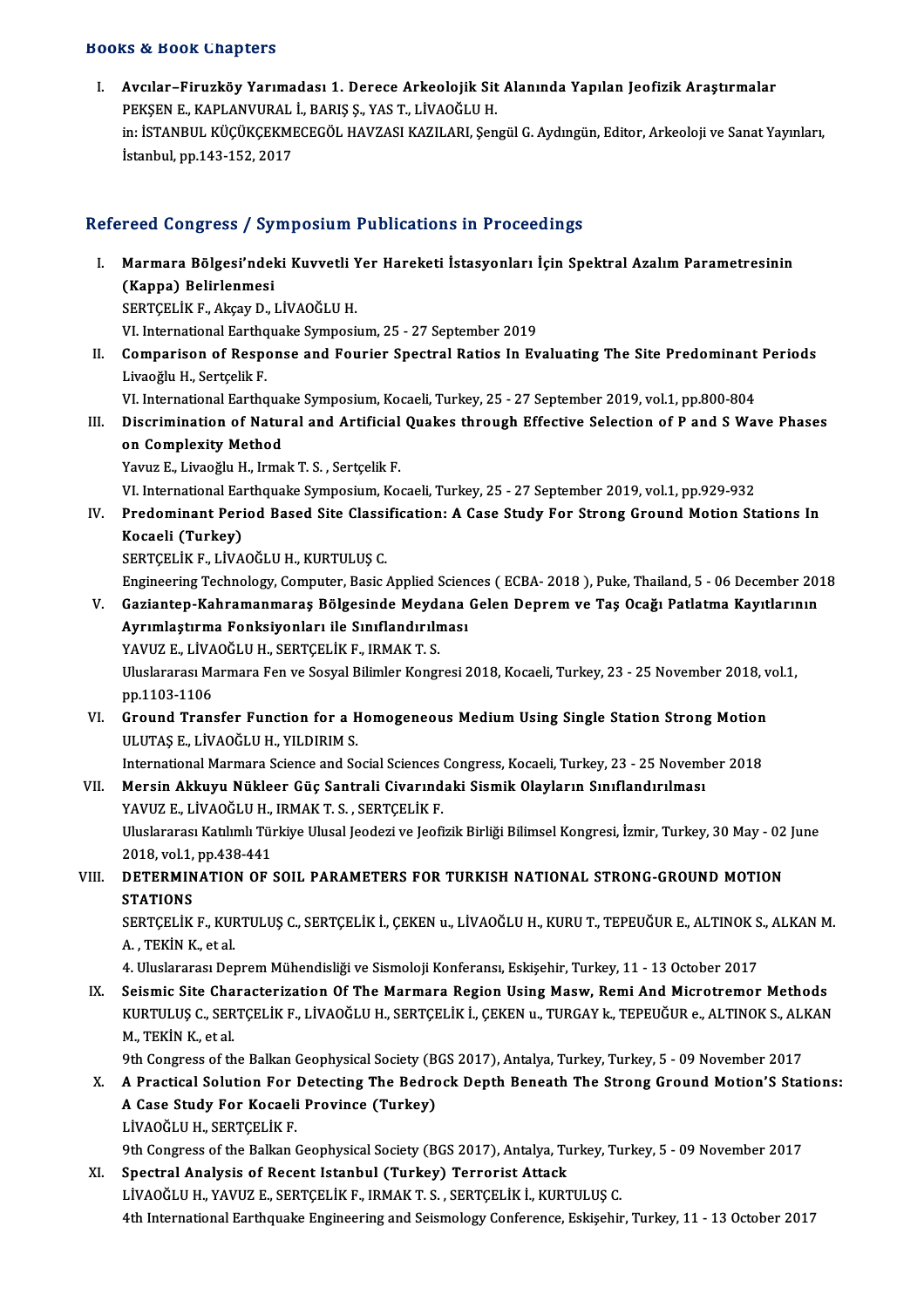## Books & Book Chapters

I. **Avcılar–Firuzköy Yarımadası 1. Derece Arkeolojik Sit Alanında Yapılan Jeofizik Araştırmalar**
PEKŞEN E., KAPLANVURAL İ., BARIŞ Ş., YAS T., LİVAOĞLU H.
in: İSTANBUL KÜÇÜKÇEKMECEGÖL HAVZASI KAZILARI, Şengül G. Aydıngün, Editor, Arkeoloji ve Sanat Yayınları, İstanbul, pp.143-152, 2017

## Refereed Congress / Symposium Publications in Proceedings

I. **Marmara Bölgesi'ndeki Kuvvetli Yer Hareketi İstasyonları İçin Spektral Azalım Parametresinin (Kappa) Belirlenmesi**
SERTÇELİK F., Akçay D., LİVAOĞLU H.
VI. International Earthquake Symposium, 25 - 27 September 2019

II. **Comparison of Response and Fourier Spectral Ratios In Evaluating The Site Predominant Periods**
Livaoğlu H., Sertçelik F.
VI. International Earthquake Symposium, Kocaeli, Turkey, 25 - 27 September 2019, vol.1, pp.800-804

III. **Discrimination of Natural and Artificial Quakes through Effective Selection of P and S Wave Phases on Complexity Method**
Yavuz E., Livaoğlu H., Irmak T. S. , Sertçelik F.
VI. International Earthquake Symposium, Kocaeli, Turkey, 25 - 27 September 2019, vol.1, pp.929-932

IV. **Predominant Period Based Site Classification: A Case Study For Strong Ground Motion Stations In Kocaeli (Turkey)**
SERTÇELİK F., LİVAOĞLU H., KURTULUŞ C.
Engineering Technology, Computer, Basic Applied Sciences ( ECBA- 2018 ), Puke, Thailand, 5 - 06 December 2018

V. **Gaziantep-Kahramanmaraş Bölgesinde Meydana Gelen Deprem ve Taş Ocağı Patlatma Kayıtlarının Ayrımlaştırma Fonksiyonları ile Sınıflandırılması**
YAVUZ E., LİVAOĞLU H., SERTÇELİK F., IRMAK T. S.
Uluslararası Marmara Fen ve Sosyal Bilimler Kongresi 2018, Kocaeli, Turkey, 23 - 25 November 2018, vol.1, pp.1103-1106

VI. **Ground Transfer Function for a Homogeneous Medium Using Single Station Strong Motion**
ULUTAŞ E., LİVAOĞLU H., YILDIRIM S.
International Marmara Science and Social Sciences Congress, Kocaeli, Turkey, 23 - 25 November 2018

VII. **Mersin Akkuyu Nükleer Güç Santrali Civarındaki Sismik Olayların Sınıflandırılması**
YAVUZ E., LİVAOĞLU H., IRMAK T. S. , SERTÇELİK F.
Uluslararası Katılımlı Türkiye Ulusal Jeodezi ve Jeofizik Birliği Bilimsel Kongresi, İzmir, Turkey, 30 May - 02 June 2018, vol.1, pp.438-441

VIII. **DETERMINATION OF SOIL PARAMETERS FOR TURKISH NATIONAL STRONG-GROUND MOTION STATIONS**
SERTÇELİK F., KURTULUŞ C., SERTÇELİK İ., ÇEKEN u., LİVAOĞLU H., KURU T., TEPEUĞUR E., ALTINOK S., ALKAN M. A. , TEKİN K., et al.
4. Uluslararası Deprem Mühendisliği ve Sismoloji Konferansı, Eskişehir, Turkey, 11 - 13 October 2017

IX. **Seismic Site Characterization Of The Marmara Region Using Masw, Remi And Microtremor Methods**
KURTULUŞ C., SERTÇELİK F., LİVAOĞLU H., SERTÇELİK İ., ÇEKEN u., TURGAY k., TEPEUĞUR e., ALTINOK S., ALKAN M., TEKİN K., et al.
9th Congress of the Balkan Geophysical Society (BGS 2017), Antalya, Turkey, Turkey, 5 - 09 November 2017

X. **A Practical Solution For Detecting The Bedrock Depth Beneath The Strong Ground Motion'S Stations: A Case Study For Kocaeli Province (Turkey)**
LİVAOĞLU H., SERTÇELİK F.
9th Congress of the Balkan Geophysical Society (BGS 2017), Antalya, Turkey, Turkey, 5 - 09 November 2017

XI. **Spectral Analysis of Recent Istanbul (Turkey) Terrorist Attack**
LİVAOĞLU H., YAVUZ E., SERTÇELİK F., IRMAK T. S. , SERTÇELİK İ., KURTULUŞ C.
4th International Earthquake Engineering and Seismology Conference, Eskişehir, Turkey, 11 - 13 October 2017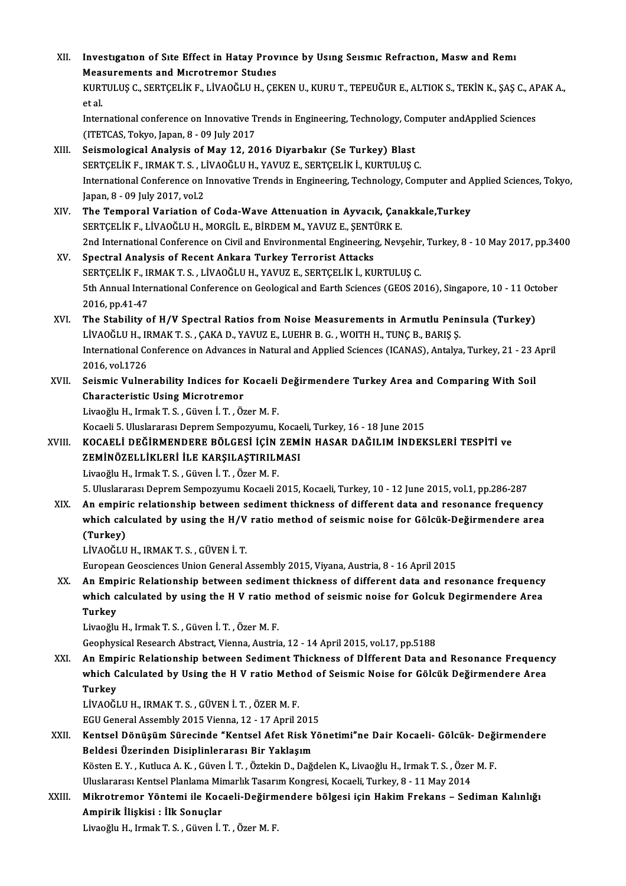XII. **Investıgatıon of Sıte Effect in Hatay Provınce by Usıng Seısmıc Refractıon, Masw and Remı Measurements and Mıcrotremor Studıes**
KURTULUŞ C., SERTÇELİK F., LİVAOĞLU H., ÇEKEN U., KURU T., TEPEUĞUR E., ALTIOK S., TEKİN K., ŞAŞ C., APAK A., et al.
International conference on Innovative Trends in Engineering, Technology, Computer andApplied Sciences (ITETCAS, Tokyo, Japan, 8 - 09 July 2017

XIII. **Seismological Analysis of May 12, 2016 Diyarbakır (Se Turkey) Blast**
SERTÇELİK F., IRMAK T. S. , LİVAOĞLU H., YAVUZ E., SERTÇELİK İ., KURTULUŞ C.
International Conference on Innovative Trends in Engineering, Technology, Computer and Applied Sciences, Tokyo, Japan, 8 - 09 July 2017, vol.2

XIV. **The Temporal Variation of Coda-Wave Attenuation in Ayvacık, Çanakkale,Turkey**
SERTÇELİK F., LİVAOĞLU H., MORGİL E., BİRDEM M., YAVUZ E., ŞENTÜRK E.
2nd International Conference on Civil and Environmental Engineering, Nevşehir, Turkey, 8 - 10 May 2017, pp.3400

XV. **Spectral Analysis of Recent Ankara Turkey Terrorist Attacks**
SERTÇELİK F., IRMAK T. S. , LİVAOĞLU H., YAVUZ E., SERTÇELİK İ., KURTULUŞ C.
5th Annual International Conference on Geological and Earth Sciences (GEOS 2016), Singapore, 10 - 11 October 2016, pp.41-47

XVI. **The Stability of H/V Spectral Ratios from Noise Measurements in Armutlu Peninsula (Turkey)**
LİVAOĞLU H., IRMAK T. S. , ÇAKA D., YAVUZ E., LUEHR B. G. , WOITH H., TUNÇ B., BARIŞ Ş.
International Conference on Advances in Natural and Applied Sciences (ICANAS), Antalya, Turkey, 21 - 23 April 2016, vol.1726

XVII. **Seismic Vulnerability Indices for Kocaeli Değirmendere Turkey Area and Comparing With Soil Characteristic Using Microtremor**
Livaoğlu H., Irmak T. S. , Güven İ. T. , Özer M. F.
Kocaeli 5. Uluslararası Deprem Sempozyumu, Kocaeli, Turkey, 16 - 18 June 2015

XVIII. **KOCAELİ DEĞİRMENDERE BÖLGESİ İÇİN ZEMİN HASAR DAĞILIM İNDEKSLERİ TESPİTİ ve ZEMİNÖZELLİKLERİ İLE KARŞILAŞTIRILMASI**
Livaoğlu H., Irmak T. S. , Güven İ. T. , Özer M. F.
5. Uluslararası Deprem Sempozyumu Kocaeli 2015, Kocaeli, Turkey, 10 - 12 June 2015, vol.1, pp.286-287

XIX. **An empiric relationship between sediment thickness of different data and resonance frequency which calculated by using the H/V ratio method of seismic noise for Gölcük-Değirmendere area (Turkey)**
LİVAOĞLU H., IRMAK T. S. , GÜVEN İ. T.
European Geosciences Union General Assembly 2015, Viyana, Austria, 8 - 16 April 2015

XX. **An Empiric Relationship between sediment thickness of different data and resonance frequency which calculated by using the H V ratio method of seismic noise for Golcuk Degirmendere Area Turkey**
Livaoğlu H., Irmak T. S. , Güven İ. T. , Özer M. F.
Geophysical Research Abstract, Vienna, Austria, 12 - 14 April 2015, vol.17, pp.5188

XXI. **An Empiric Relationship between Sediment Thickness of DİFferent Data and Resonance Frequency which Calculated by Using the H V ratio Method of Seismic Noise for Gölcük Değirmendere Area Turkey**
LİVAOĞLU H., IRMAK T. S. , GÜVEN İ. T. , ÖZER M. F.
EGU General Assembly 2015 Vienna, 12 - 17 April 2015

XXII. **Kentsel Dönüşüm Sürecinde "Kentsel Afet Risk Yönetimi"ne Dair Kocaeli- Gölcük- Değirmendere Beldesi Üzerinden Disiplinlerarası Bir Yaklaşım**
Kösten E. Y. , Kutluca A. K. , Güven İ. T. , Öztekin D., Dağdelen K., Livaoğlu H., Irmak T. S. , Özer M. F.
Uluslararası Kentsel Planlama Mimarlık Tasarım Kongresi, Kocaeli, Turkey, 8 - 11 May 2014

XXIII. **Mikrotremor Yöntemi ile Kocaeli-Değirmendere bölgesi için Hakim Frekans – Sediman Kalınlığı Ampirik İlişkisi : İlk Sonuçlar**
Livaoğlu H., Irmak T. S. , Güven İ. T. , Özer M. F.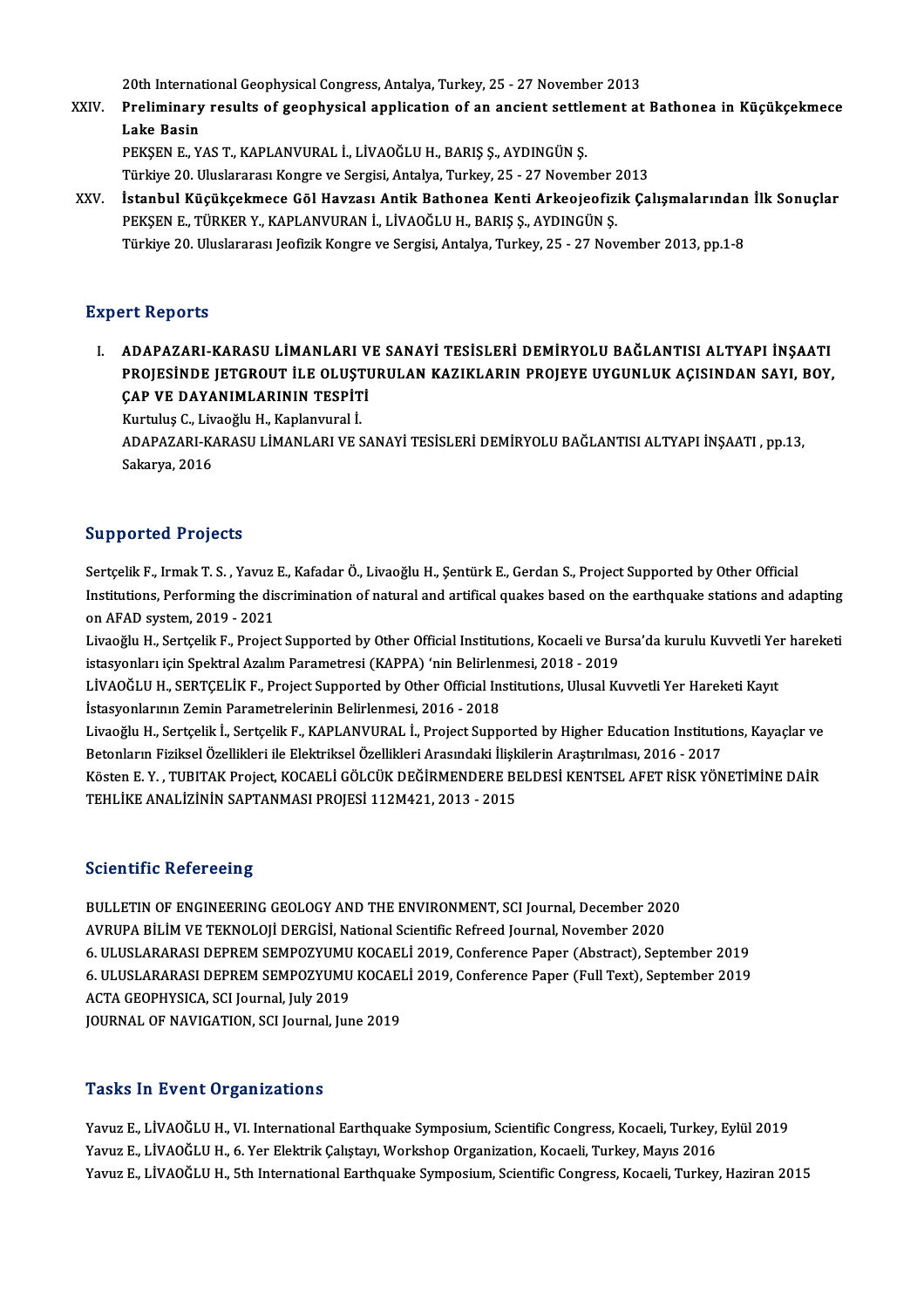20th International Geophysical Congress, Antalya, Turkey, 25 - 27 November 2013

XXIV. **Preliminary results of geophysical application of an ancient settlement at Bathonea in Küçükçekmece Lake Basin**
PEKŞEN E., YAS T., KAPLANVURAL İ., LİVAOĞLU H., BARIŞ Ş., AYDINGÜN Ş.
Türkiye 20. Uluslararası Kongre ve Sergisi, Antalya, Turkey, 25 - 27 November 2013

XXV. **İstanbul Küçükçekmece Göl Havzası Antik Bathonea Kenti Arkeojeofizik Çalışmalarından İlk Sonuçlar**
PEKŞEN E., TÜRKER Y., KAPLANVURAN İ., LİVAOĞLU H., BARIŞ Ş., AYDINGÜN Ş.
Türkiye 20. Uluslararası Jeofizik Kongre ve Sergisi, Antalya, Turkey, 25 - 27 November 2013, pp.1-8

## Expert Reports

I. **ADAPAZARI-KARASU LİMANLARI VE SANAYİ TESİSLERİ DEMİRYOLU BAĞLANTISI ALTYAPI İNŞAATI PROJESİNDE JETGROUT İLE OLUŞTURULAN KAZIKLARIN PROJEYE UYGUNLUK AÇISINDAN SAYI, BOY, ÇAP VE DAYANIMLARININ TESPİTİ**
Kurtuluş C., Livaoğlu H., Kaplanvural İ.
ADAPAZARI-KARASU LİMANLARI VE SANAYİ TESİSLERİ DEMİRYOLU BAĞLANTISI ALTYAPI İNŞAATI , pp.13, Sakarya, 2016

## Supported Projects

Sertçelik F., Irmak T. S. , Yavuz E., Kafadar Ö., Livaoğlu H., Şentürk E., Gerdan S., Project Supported by Other Official Institutions, Performing the discrimination of natural and artifical quakes based on the earthquake stations and adapting on AFAD system, 2019 - 2021

Livaoğlu H., Sertçelik F., Project Supported by Other Official Institutions, Kocaeli ve Bursa'da kurulu Kuvvetli Yer hareketi istasyonları için Spektral Azalım Parametresi (KAPPA) 'nin Belirlenmesi, 2018 - 2019

LİVAOĞLU H., SERTÇELİK F., Project Supported by Other Official Institutions, Ulusal Kuvvetli Yer Hareketi Kayıt İstasyonlarının Zemin Parametrelerinin Belirlenmesi, 2016 - 2018

Livaoğlu H., Sertçelik İ., Sertçelik F., KAPLANVURAL İ., Project Supported by Higher Education Institutions, Kayaçlar ve Betonların Fiziksel Özellikleri ile Elektriksel Özellikleri Arasındaki İlişkilerin Araştırılması, 2016 - 2017

Kösten E. Y. , TUBITAK Project, KOCAELİ GÖLCÜK DEĞİRMENDERE BELDESİ KENTSEL AFET RİSK YÖNETİMİNE DAİR TEHLİKE ANALİZİNİN SAPTANMASI PROJESİ 112M421, 2013 - 2015

## Scientific Refereeing

BULLETIN OF ENGINEERING GEOLOGY AND THE ENVIRONMENT, SCI Journal, December 2020
AVRUPA BİLİM VE TEKNOLOJİ DERGİSİ, National Scientific Refreed Journal, November 2020
6. ULUSLARARASI DEPREM SEMPOZYUMU KOCAELİ 2019, Conference Paper (Abstract), September 2019
6. ULUSLARARASI DEPREM SEMPOZYUMU KOCAELİ 2019, Conference Paper (Full Text), September 2019
ACTA GEOPHYSICA, SCI Journal, July 2019
JOURNAL OF NAVIGATION, SCI Journal, June 2019

## Tasks In Event Organizations

Yavuz E., LİVAOĞLU H., VI. International Earthquake Symposium, Scientific Congress, Kocaeli, Turkey, Eylül 2019
Yavuz E., LİVAOĞLU H., 6. Yer Elektrik Çalıştayı, Workshop Organization, Kocaeli, Turkey, Mayıs 2016
Yavuz E., LİVAOĞLU H., 5th International Earthquake Symposium, Scientific Congress, Kocaeli, Turkey, Haziran 2015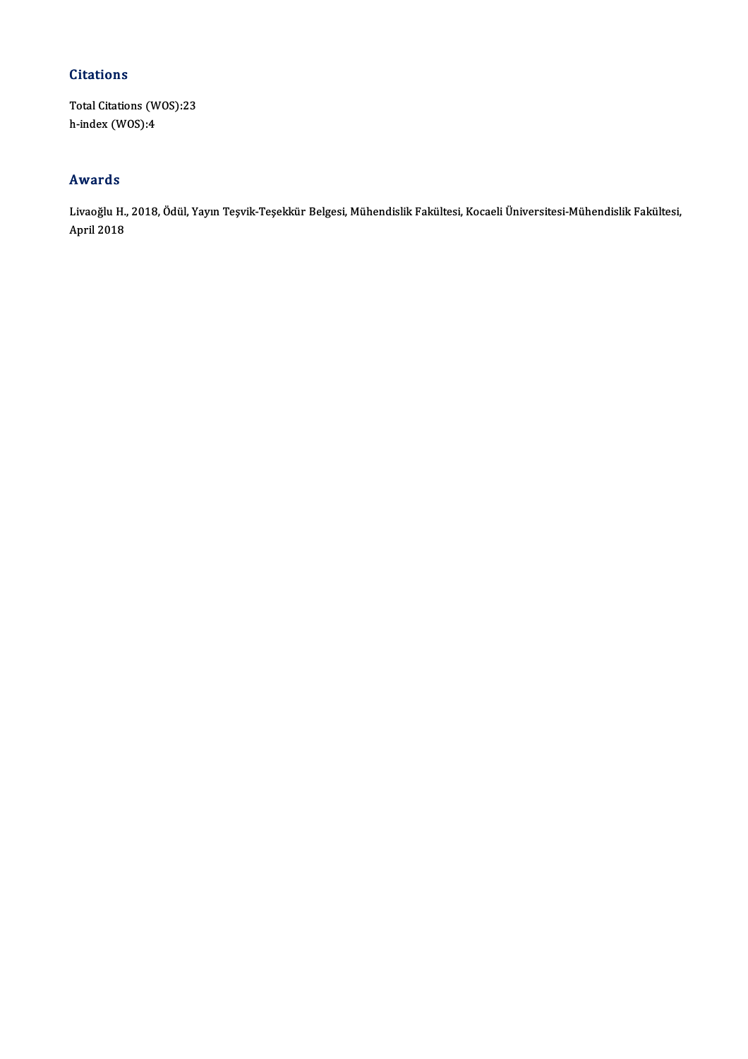## Citations

Total Citations (WOS):23
h-index (WOS):4

## Awards

Livaoğlu H., 2018, Ödül, Yayın Teşvik-Teşekkür Belgesi, Mühendislik Fakültesi, Kocaeli Üniversitesi-Mühendislik Fakültesi, April 2018